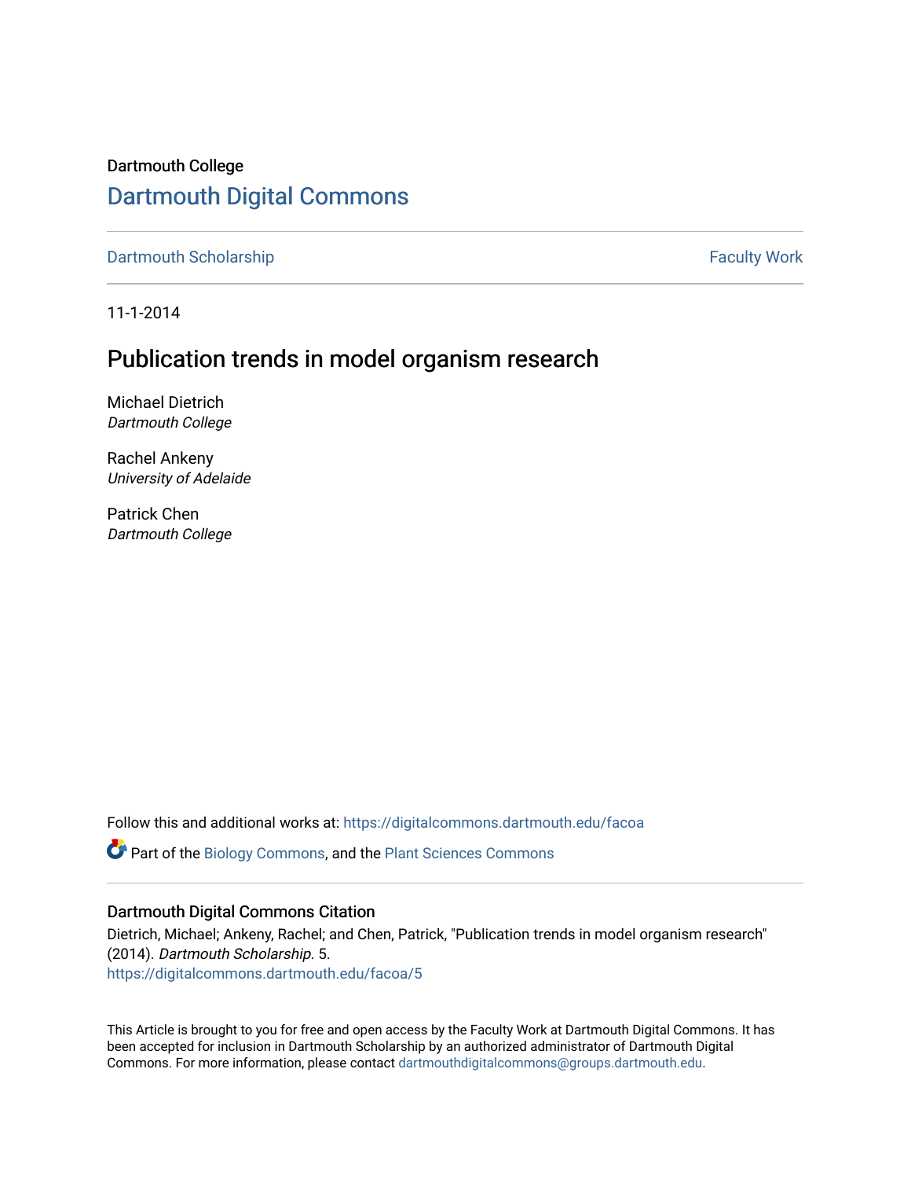Dartmouth College

# Dartmouth Digital Commons

Dartmouth Scholarship

Faculty Work

11-1-2014

## Publication trends in model organism research

Michael Dietrich
*Dartmouth College*

Rachel Ankeny
*University of Adelaide*

Patrick Chen
*Dartmouth College*

Follow this and additional works at: https://digitalcommons.dartmouth.edu/facoa

Part of the Biology Commons, and the Plant Sciences Commons

### Dartmouth Digital Commons Citation

Dietrich, Michael; Ankeny, Rachel; and Chen, Patrick, "Publication trends in model organism research" (2014). *Dartmouth Scholarship*. 5.
https://digitalcommons.dartmouth.edu/facoa/5

This Article is brought to you for free and open access by the Faculty Work at Dartmouth Digital Commons. It has been accepted for inclusion in Dartmouth Scholarship by an authorized administrator of Dartmouth Digital Commons. For more information, please contact dartmouthdigitalcommons@groups.dartmouth.edu.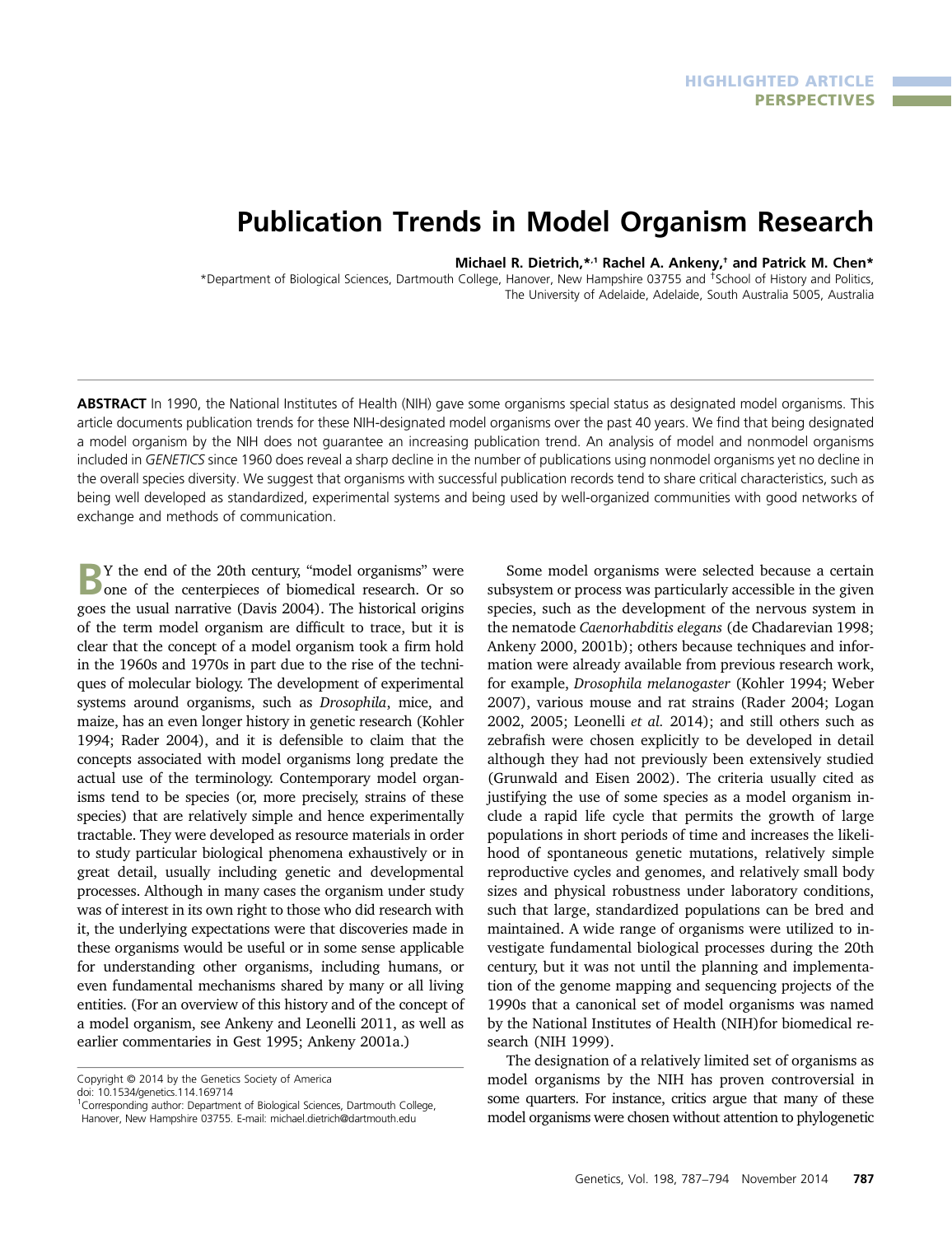# Publication Trends in Model Organism Research

**Michael R. Dietrich,\*[,1] Rachel A. Ankeny,[†] and Patrick M. Chen\***

\*Department of Biological Sciences, Dartmouth College, Hanover, New Hampshire 03755 and [†]School of History and Politics, The University of Adelaide, Adelaide, South Australia 5005, Australia

**ABSTRACT** In 1990, the National Institutes of Health (NIH) gave some organisms special status as designated model organisms. This article documents publication trends for these NIH-designated model organisms over the past 40 years. We find that being designated a model organism by the NIH does not guarantee an increasing publication trend. An analysis of model and nonmodel organisms included in *GENETICS* since 1960 does reveal a sharp decline in the number of publications using nonmodel organisms yet no decline in the overall species diversity. We suggest that organisms with successful publication records tend to share critical characteristics, such as being well developed as standardized, experimental systems and being used by well-organized communities with good networks of exchange and methods of communication.

BY the end of the 20th century, "model organisms" were one of the centerpieces of biomedical research. Or so goes the usual narrative (Davis 2004). The historical origins of the term model organism are difficult to trace, but it is clear that the concept of a model organism took a firm hold in the 1960s and 1970s in part due to the rise of the techniques of molecular biology. The development of experimental systems around organisms, such as *Drosophila*, mice, and maize, has an even longer history in genetic research (Kohler 1994; Rader 2004), and it is defensible to claim that the concepts associated with model organisms long predate the actual use of the terminology. Contemporary model organisms tend to be species (or, more precisely, strains of these species) that are relatively simple and hence experimentally tractable. They were developed as resource materials in order to study particular biological phenomena exhaustively or in great detail, usually including genetic and developmental processes. Although in many cases the organism under study was of interest in its own right to those who did research with it, the underlying expectations were that discoveries made in these organisms would be useful or in some sense applicable for understanding other organisms, including humans, or even fundamental mechanisms shared by many or all living entities. (For an overview of this history and of the concept of a model organism, see Ankeny and Leonelli 2011, as well as earlier commentaries in Gest 1995; Ankeny 2001a.)

Some model organisms were selected because a certain subsystem or process was particularly accessible in the given species, such as the development of the nervous system in the nematode *Caenorhabditis elegans* (de Chadarevian 1998; Ankeny 2000, 2001b); others because techniques and information were already available from previous research work, for example, *Drosophila melanogaster* (Kohler 1994; Weber 2007), various mouse and rat strains (Rader 2004; Logan 2002, 2005; Leonelli *et al.* 2014); and still others such as zebrafish were chosen explicitly to be developed in detail although they had not previously been extensively studied (Grunwald and Eisen 2002). The criteria usually cited as justifying the use of some species as a model organism include a rapid life cycle that permits the growth of large populations in short periods of time and increases the likelihood of spontaneous genetic mutations, relatively simple reproductive cycles and genomes, and relatively small body sizes and physical robustness under laboratory conditions, such that large, standardized populations can be bred and maintained. A wide range of organisms were utilized to investigate fundamental biological processes during the 20th century, but it was not until the planning and implementation of the genome mapping and sequencing projects of the 1990s that a canonical set of model organisms was named by the National Institutes of Health (NIH)for biomedical research (NIH 1999).

The designation of a relatively limited set of organisms as model organisms by the NIH has proven controversial in some quarters. For instance, critics argue that many of these model organisms were chosen without attention to phylogenetic

Copyright © 2014 by the Genetics Society of America
doi: 10.1534/genetics.114.169714
[1]Corresponding author: Department of Biological Sciences, Dartmouth College, Hanover, New Hampshire 03755. E-mail: michael.dietrich@dartmouth.edu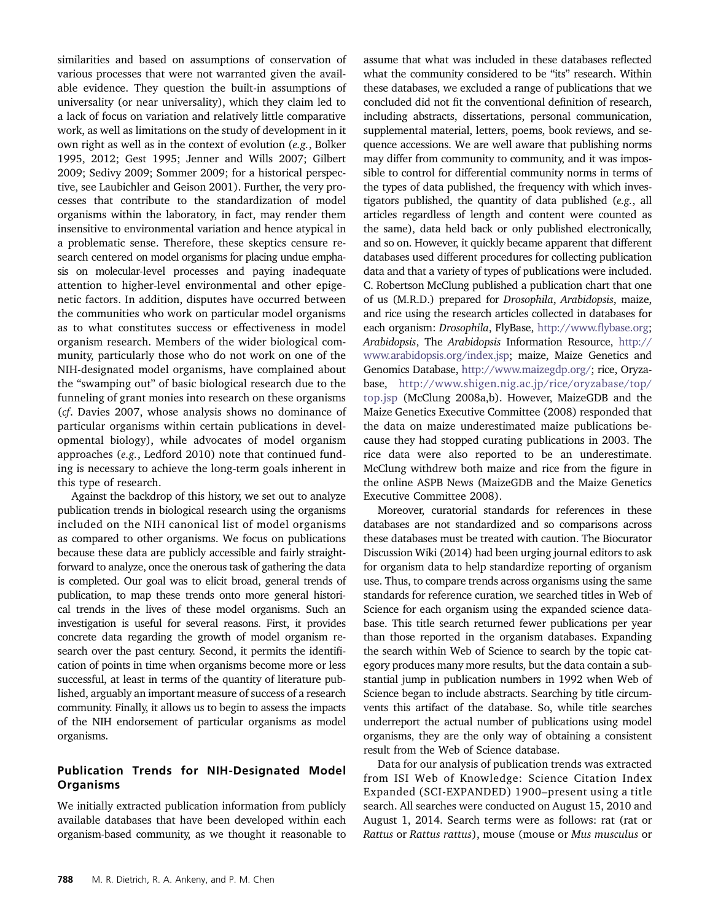similarities and based on assumptions of conservation of various processes that were not warranted given the available evidence. They question the built-in assumptions of universality (or near universality), which they claim led to a lack of focus on variation and relatively little comparative work, as well as limitations on the study of development in it own right as well as in the context of evolution (*e.g.*, Bolker 1995, 2012; Gest 1995; Jenner and Wills 2007; Gilbert 2009; Sedivy 2009; Sommer 2009; for a historical perspective, see Laubichler and Geison 2001). Further, the very processes that contribute to the standardization of model organisms within the laboratory, in fact, may render them insensitive to environmental variation and hence atypical in a problematic sense. Therefore, these skeptics censure research centered on model organisms for placing undue emphasis on molecular-level processes and paying inadequate attention to higher-level environmental and other epigenetic factors. In addition, disputes have occurred between the communities who work on particular model organisms as to what constitutes success or effectiveness in model organism research. Members of the wider biological community, particularly those who do not work on one of the NIH-designated model organisms, have complained about the "swamping out" of basic biological research due to the funneling of grant monies into research on these organisms (*cf*. Davies 2007, whose analysis shows no dominance of particular organisms within certain publications in developmental biology), while advocates of model organism approaches (*e.g.*, Ledford 2010) note that continued funding is necessary to achieve the long-term goals inherent in this type of research.

Against the backdrop of this history, we set out to analyze publication trends in biological research using the organisms included on the NIH canonical list of model organisms as compared to other organisms. We focus on publications because these data are publicly accessible and fairly straightforward to analyze, once the onerous task of gathering the data is completed. Our goal was to elicit broad, general trends of publication, to map these trends onto more general historical trends in the lives of these model organisms. Such an investigation is useful for several reasons. First, it provides concrete data regarding the growth of model organism research over the past century. Second, it permits the identification of points in time when organisms become more or less successful, at least in terms of the quantity of literature published, arguably an important measure of success of a research community. Finally, it allows us to begin to assess the impacts of the NIH endorsement of particular organisms as model organisms.

## Publication Trends for NIH-Designated Model Organisms

We initially extracted publication information from publicly available databases that have been developed within each organism-based community, as we thought it reasonable to assume that what was included in these databases reflected what the community considered to be "its" research. Within these databases, we excluded a range of publications that we concluded did not fit the conventional definition of research, including abstracts, dissertations, personal communication, supplemental material, letters, poems, book reviews, and sequence accessions. We are well aware that publishing norms may differ from community to community, and it was impossible to control for differential community norms in terms of the types of data published, the frequency with which investigators published, the quantity of data published (*e.g.*, all articles regardless of length and content were counted as the same), data held back or only published electronically, and so on. However, it quickly became apparent that different databases used different procedures for collecting publication data and that a variety of types of publications were included. C. Robertson McClung published a publication chart that one of us (M.R.D.) prepared for *Drosophila*, *Arabidopsis*, maize, and rice using the research articles collected in databases for each organism: *Drosophila*, FlyBase, http://www.flybase.org; *Arabidopsis*, The *Arabidopsis* Information Resource, http://www.arabidopsis.org/index.jsp; maize, Maize Genetics and Genomics Database, http://www.maizegdp.org/; rice, Oryzabase, http://www.shigen.nig.ac.jp/rice/oryzabase/top/top.jsp (McClung 2008a,b). However, MaizeGDB and the Maize Genetics Executive Committee (2008) responded that the data on maize underestimated maize publications because they had stopped curating publications in 2003. The rice data were also reported to be an underestimate. McClung withdrew both maize and rice from the figure in the online ASPB News (MaizeGDB and the Maize Genetics Executive Committee 2008).

Moreover, curatorial standards for references in these databases are not standardized and so comparisons across these databases must be treated with caution. The Biocurator Discussion Wiki (2014) had been urging journal editors to ask for organism data to help standardize reporting of organism use. Thus, to compare trends across organisms using the same standards for reference curation, we searched titles in Web of Science for each organism using the expanded science database. This title search returned fewer publications per year than those reported in the organism databases. Expanding the search within Web of Science to search by the topic category produces many more results, but the data contain a substantial jump in publication numbers in 1992 when Web of Science began to include abstracts. Searching by title circumvents this artifact of the database. So, while title searches underreport the actual number of publications using model organisms, they are the only way of obtaining a consistent result from the Web of Science database.

Data for our analysis of publication trends was extracted from ISI Web of Knowledge: Science Citation Index Expanded (SCI-EXPANDED) 1900–present using a title search. All searches were conducted on August 15, 2010 and August 1, 2014. Search terms were as follows: rat (rat or *Rattus* or *Rattus rattus*), mouse (mouse or *Mus musculus* or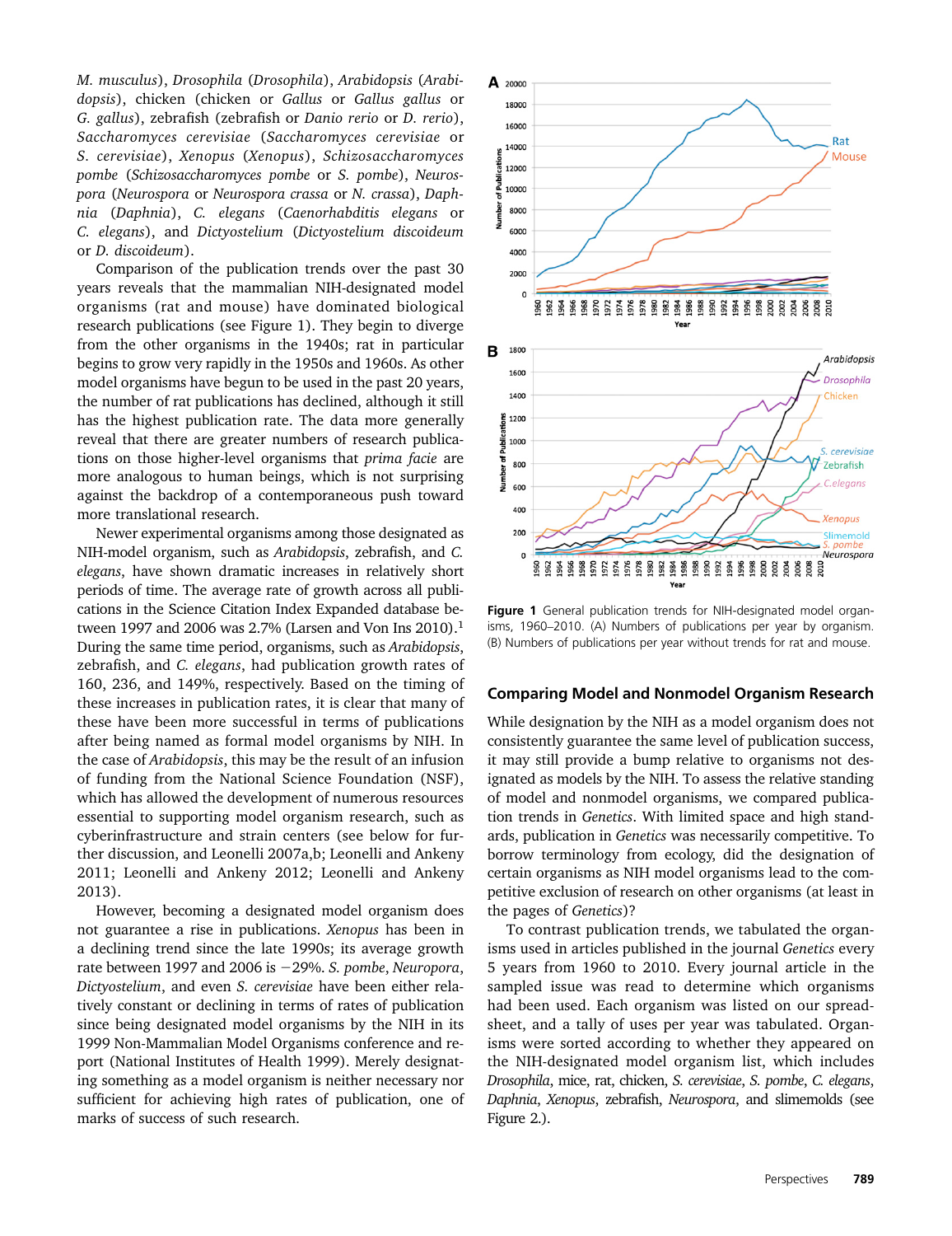*M. musculus*), *Drosophila* (*Drosophila*), *Arabidopsis* (*Arabidopsis*), chicken (chicken or *Gallus* or *Gallus gallus* or *G. gallus*), zebrafish (zebrafish or *Danio rerio* or *D. rerio*), *Saccharomyces cerevisiae* (*Saccharomyces cerevisiae* or *S. cerevisiae*), *Xenopus* (*Xenopus*), *Schizosaccharomyces pombe* (*Schizosaccharomyces pombe* or *S. pombe*), *Neurospora* (*Neurospora* or *Neurospora crassa* or *N. crassa*), *Daphnia* (*Daphnia*), *C. elegans* (*Caenorhabditis elegans* or *C. elegans*), and *Dictyostelium* (*Dictyostelium discoideum* or *D. discoideum*).

Comparison of the publication trends over the past 30 years reveals that the mammalian NIH-designated model organisms (rat and mouse) have dominated biological research publications (see Figure 1). They begin to diverge from the other organisms in the 1940s; rat in particular begins to grow very rapidly in the 1950s and 1960s. As other model organisms have begun to be used in the past 20 years, the number of rat publications has declined, although it still has the highest publication rate. The data more generally reveal that there are greater numbers of research publications on those higher-level organisms that *prima facie* are more analogous to human beings, which is not surprising against the backdrop of a contemporaneous push toward more translational research.

Newer experimental organisms among those designated as NIH-model organism, such as *Arabidopsis*, zebrafish, and *C. elegans*, have shown dramatic increases in relatively short periods of time. The average rate of growth across all publications in the Science Citation Index Expanded database between 1997 and 2006 was 2.7% (Larsen and Von Ins 2010).[1] During the same time period, organisms, such as *Arabidopsis*, zebrafish, and *C. elegans*, had publication growth rates of 160, 236, and 149%, respectively. Based on the timing of these increases in publication rates, it is clear that many of these have been more successful in terms of publications after being named as formal model organisms by NIH. In the case of *Arabidopsis*, this may be the result of an infusion of funding from the National Science Foundation (NSF), which has allowed the development of numerous resources essential to supporting model organism research, such as cyberinfrastructure and strain centers (see below for further discussion, and Leonelli 2007a,b; Leonelli and Ankeny 2011; Leonelli and Ankeny 2012; Leonelli and Ankeny 2013).

However, becoming a designated model organism does not guarantee a rise in publications. *Xenopus* has been in a declining trend since the late 1990s; its average growth rate between 1997 and 2006 is −29%. *S. pombe*, *Neuropora*, *Dictyostelium*, and even *S. cerevisiae* have been either relatively constant or declining in terms of rates of publication since being designated model organisms by the NIH in its 1999 Non-Mammalian Model Organisms conference and report (National Institutes of Health 1999). Merely designating something as a model organism is neither necessary nor sufficient for achieving high rates of publication, one of marks of success of such research.

A

Number of Publications

20000
18000
16000
14000
12000
10000
8000
6000
4000
2000
0

1960 1962 1964 1966 1968 1970 1972 1974 1976 1978 1980 1982 1984 1986 1988 1990 1992 1994 1996 1998 2000 2002 2004 2006 2008 2010

Year

Rat
Mouse

B

Number of Publications

1800
1600
1400
1200
1000
800
600
400
200
0

1960 1962 1964 1966 1968 1970 1972 1974 1976 1978 1980 1982 1984 1986 1988 1990 1992 1994 1996 1998 2000 2002 2004 2006 2008 2010

Year

Arabidopsis
Drosophila
Chicken
S. cerevisiae
Zebrafish
C.elegans
Xenopus
Slimemold
S. pombe
Neurospora

**Figure 1** General publication trends for NIH-designated model organisms, 1960–2010. (A) Numbers of publications per year by organism. (B) Numbers of publications per year without trends for rat and mouse.

## Comparing Model and Nonmodel Organism Research

While designation by the NIH as a model organism does not consistently guarantee the same level of publication success, it may still provide a bump relative to organisms not designated as models by the NIH. To assess the relative standing of model and nonmodel organisms, we compared publication trends in *Genetics*. With limited space and high standards, publication in *Genetics* was necessarily competitive. To borrow terminology from ecology, did the designation of certain organisms as NIH model organisms lead to the competitive exclusion of research on other organisms (at least in the pages of *Genetics*)?

To contrast publication trends, we tabulated the organisms used in articles published in the journal *Genetics* every 5 years from 1960 to 2010. Every journal article in the sampled issue was read to determine which organisms had been used. Each organism was listed on our spreadsheet, and a tally of uses per year was tabulated. Organisms were sorted according to whether they appeared on the NIH-designated model organism list, which includes *Drosophila*, mice, rat, chicken, *S. cerevisiae*, *S. pombe*, *C. elegans*, *Daphnia*, *Xenopus*, zebrafish, *Neurospora*, and slimemolds (see Figure 2.).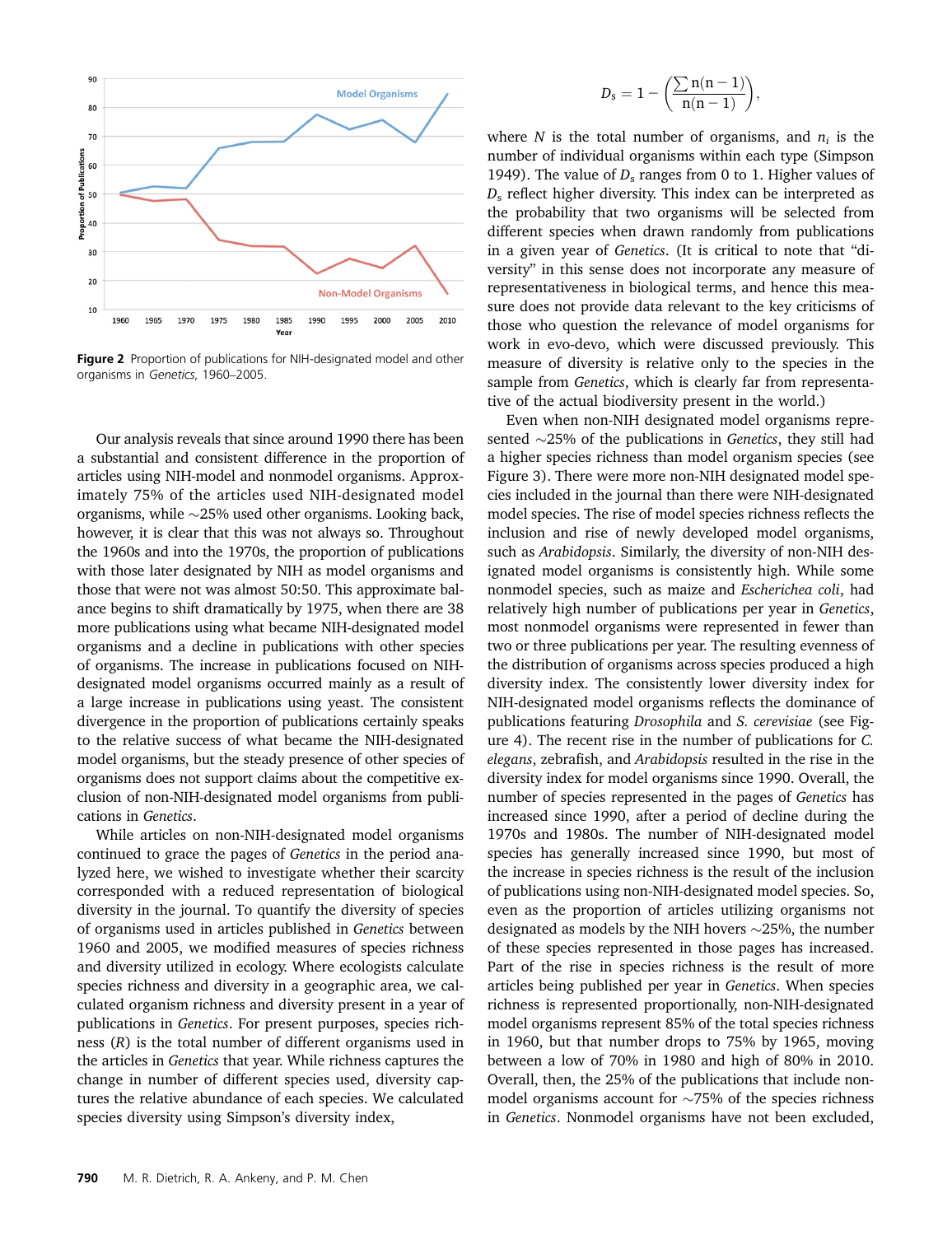90
80
70
60
50
40
30
20
10

Proportion of Publications

Model Organisms

Non-Model Organisms

1960 1965 1970 1975 1980 1985 1990 1995 2000 2005 2010

Year

**Figure 2** Proportion of publications for NIH-designated model and other organisms in *Genetics*, 1960–2005.

Our analysis reveals that since around 1990 there has been a substantial and consistent difference in the proportion of articles using NIH-model and nonmodel organisms. Approximately 75% of the articles used NIH-designated model organisms, while ~25% used other organisms. Looking back, however, it is clear that this was not always so. Throughout the 1960s and into the 1970s, the proportion of publications with those later designated by NIH as model organisms and those that were not was almost 50:50. This approximate balance begins to shift dramatically by 1975, when there are 38 more publications using what became NIH-designated model organisms and a decline in publications with other species of organisms. The increase in publications focused on NIH-designated model organisms occurred mainly as a result of a large increase in publications using yeast. The consistent divergence in the proportion of publications certainly speaks to the relative success of what became the NIH-designated model organisms, but the steady presence of other species of organisms does not support claims about the competitive exclusion of non-NIH-designated model organisms from publications in *Genetics*.

While articles on non-NIH-designated model organisms continued to grace the pages of *Genetics* in the period analyzed here, we wished to investigate whether their scarcity corresponded with a reduced representation of biological diversity in the journal. To quantify the diversity of species of organisms used in articles published in *Genetics* between 1960 and 2005, we modified measures of species richness and diversity utilized in ecology. Where ecologists calculate species richness and diversity in a geographic area, we calculated organism richness and diversity present in a year of publications in *Genetics*. For present purposes, species richness ($R$) is the total number of different organisms used in the articles in *Genetics* that year. While richness captures the change in number of different species used, diversity captures the relative abundance of each species. We calculated species diversity using Simpson's diversity index,

$$D_s = 1 - \left(\frac{\sum n(n-1)}{n(n-1)}\right),$$

where $N$ is the total number of organisms, and $n_i$ is the number of individual organisms within each type (Simpson 1949). The value of $D_s$ ranges from 0 to 1. Higher values of $D_s$ reflect higher diversity. This index can be interpreted as the probability that two organisms will be selected from different species when drawn randomly from publications in a given year of *Genetics*. (It is critical to note that "diversity" in this sense does not incorporate any measure of representativeness in biological terms, and hence this measure does not provide data relevant to the key criticisms of those who question the relevance of model organisms for work in evo-devo, which were discussed previously. This measure of diversity is relative only to the species in the sample from *Genetics*, which is clearly far from representative of the actual biodiversity present in the world.)

Even when non-NIH designated model organisms represented ~25% of the publications in *Genetics*, they still had a higher species richness than model organism species (see Figure 3). There were more non-NIH designated model species included in the journal than there were NIH-designated model species. The rise of model species richness reflects the inclusion and rise of newly developed model organisms, such as *Arabidopsis*. Similarly, the diversity of non-NIH designated model organisms is consistently high. While some nonmodel species, such as maize and *Escherichea coli*, had relatively high number of publications per year in *Genetics*, most nonmodel organisms were represented in fewer than two or three publications per year. The resulting evenness of the distribution of organisms across species produced a high diversity index. The consistently lower diversity index for NIH-designated model organisms reflects the dominance of publications featuring *Drosophila* and *S. cerevisiae* (see Figure 4). The recent rise in the number of publications for *C. elegans*, zebrafish, and *Arabidopsis* resulted in the rise in the diversity index for model organisms since 1990. Overall, the number of species represented in the pages of *Genetics* has increased since 1990, after a period of decline during the 1970s and 1980s. The number of NIH-designated model species has generally increased since 1990, but most of the increase in species richness is the result of the inclusion of publications using non-NIH-designated model species. So, even as the proportion of articles utilizing organisms not designated as models by the NIH hovers ~25%, the number of these species represented in those pages has increased. Part of the rise in species richness is the result of more articles being published per year in *Genetics*. When species richness is represented proportionally, non-NIH-designated model organisms represent 85% of the total species richness in 1960, but that number drops to 75% by 1965, moving between a low of 70% in 1980 and high of 80% in 2010. Overall, then, the 25% of the publications that include nonmodel organisms account for ~75% of the species richness in *Genetics*. Nonmodel organisms have not been excluded,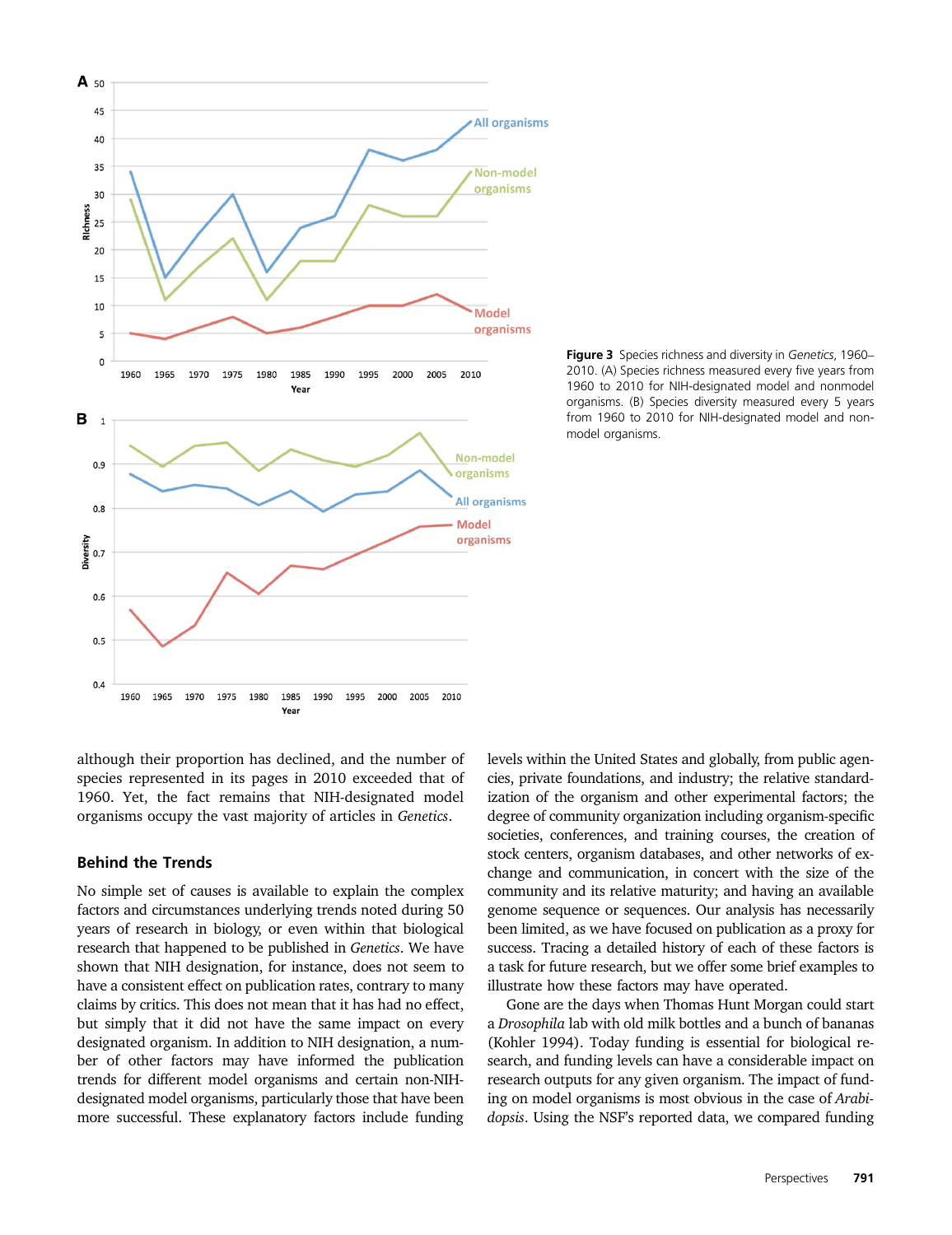A

Richness

50
45
40
35
30
25
20
15
10
5
0

1960 1965 1970 1975 1980 1985 1990 1995 2000 2005 2010

Year

All organisms

Non-model organisms

Model organisms

B

Diversity

1
0.9
0.8
0.7
0.6
0.5
0.4

1960 1965 1970 1975 1980 1985 1990 1995 2000 2005 2010

Year

Non-model organisms

All organisms

Model organisms

**Figure 3** Species richness and diversity in *Genetics*, 1960–2010. (A) Species richness measured every five years from 1960 to 2010 for NIH-designated model and nonmodel organisms. (B) Species diversity measured every 5 years from 1960 to 2010 for NIH-designated model and non-model organisms.

although their proportion has declined, and the number of species represented in its pages in 2010 exceeded that of 1960. Yet, the fact remains that NIH-designated model organisms occupy the vast majority of articles in *Genetics*.

## Behind the Trends

No simple set of causes is available to explain the complex factors and circumstances underlying trends noted during 50 years of research in biology, or even within that biological research that happened to be published in *Genetics*. We have shown that NIH designation, for instance, does not seem to have a consistent effect on publication rates, contrary to many claims by critics. This does not mean that it has had no effect, but simply that it did not have the same impact on every designated organism. In addition to NIH designation, a number of other factors may have informed the publication trends for different model organisms and certain non-NIH-designated model organisms, particularly those that have been more successful. These explanatory factors include funding levels within the United States and globally, from public agencies, private foundations, and industry; the relative standardization of the organism and other experimental factors; the degree of community organization including organism-specific societies, conferences, and training courses, the creation of stock centers, organism databases, and other networks of exchange and communication, in concert with the size of the community and its relative maturity; and having an available genome sequence or sequences. Our analysis has necessarily been limited, as we have focused on publication as a proxy for success. Tracing a detailed history of each of these factors is a task for future research, but we offer some brief examples to illustrate how these factors may have operated.

Gone are the days when Thomas Hunt Morgan could start a *Drosophila* lab with old milk bottles and a bunch of bananas (Kohler 1994). Today funding is essential for biological research, and funding levels can have a considerable impact on research outputs for any given organism. The impact of funding on model organisms is most obvious in the case of *Arabidopsis*. Using the NSF's reported data, we compared funding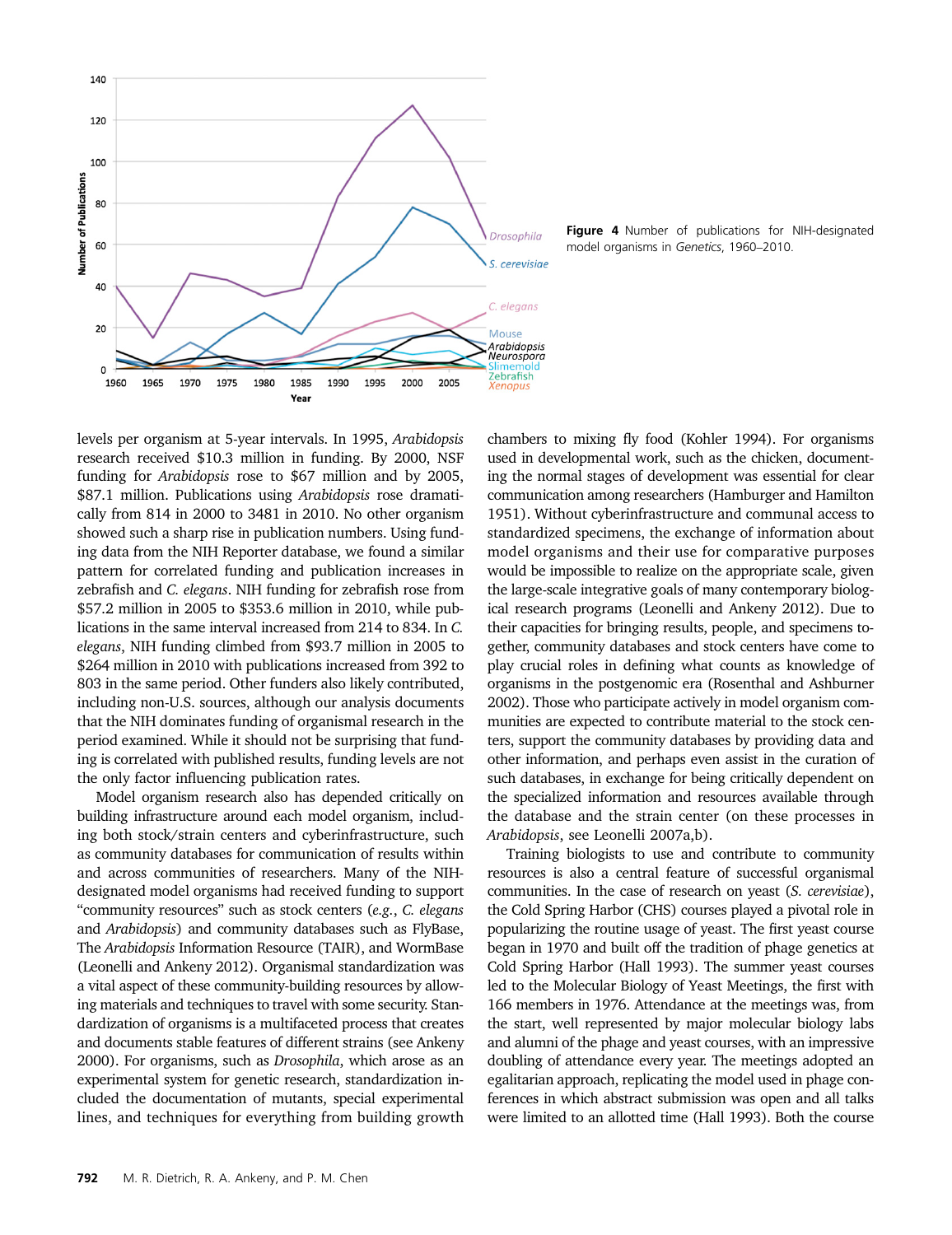**Figure 4** Number of publications for NIH-designated model organisms in *Genetics*, 1960–2010.

levels per organism at 5-year intervals. In 1995, *Arabidopsis* research received $10.3 million in funding. By 2000, NSF funding for *Arabidopsis* rose to $67 million and by 2005, $87.1 million. Publications using *Arabidopsis* rose dramatically from 814 in 2000 to 3481 in 2010. No other organism showed such a sharp rise in publication numbers. Using funding data from the NIH Reporter database, we found a similar pattern for correlated funding and publication increases in zebrafish and *C. elegans*. NIH funding for zebrafish rose from $57.2 million in 2005 to $353.6 million in 2010, while publications in the same interval increased from 214 to 834. In *C. elegans*, NIH funding climbed from $93.7 million in 2005 to $264 million in 2010 with publications increased from 392 to 803 in the same period. Other funders also likely contributed, including non-U.S. sources, although our analysis documents that the NIH dominates funding of organismal research in the period examined. While it should not be surprising that funding is correlated with published results, funding levels are not the only factor influencing publication rates.

Model organism research also has depended critically on building infrastructure around each model organism, including both stock/strain centers and cyberinfrastructure, such as community databases for communication of results within and across communities of researchers. Many of the NIH-designated model organisms had received funding to support "community resources" such as stock centers (*e.g.*, *C. elegans* and *Arabidopsis*) and community databases such as FlyBase, The *Arabidopsis* Information Resource (TAIR), and WormBase (Leonelli and Ankeny 2012). Organismal standardization was a vital aspect of these community-building resources by allowing materials and techniques to travel with some security. Standardization of organisms is a multifaceted process that creates and documents stable features of different strains (see Ankeny 2000). For organisms, such as *Drosophila*, which arose as an experimental system for genetic research, standardization included the documentation of mutants, special experimental lines, and techniques for everything from building growth chambers to mixing fly food (Kohler 1994). For organisms used in developmental work, such as the chicken, documenting the normal stages of development was essential for clear communication among researchers (Hamburger and Hamilton 1951). Without cyberinfrastructure and communal access to standardized specimens, the exchange of information about model organisms and their use for comparative purposes would be impossible to realize on the appropriate scale, given the large-scale integrative goals of many contemporary biological research programs (Leonelli and Ankeny 2012). Due to their capacities for bringing results, people, and specimens together, community databases and stock centers have come to play crucial roles in defining what counts as knowledge of organisms in the postgenomic era (Rosenthal and Ashburner 2002). Those who participate actively in model organism communities are expected to contribute material to the stock centers, support the community databases by providing data and other information, and perhaps even assist in the curation of such databases, in exchange for being critically dependent on the specialized information and resources available through the database and the strain center (on these processes in *Arabidopsis*, see Leonelli 2007a,b).

Training biologists to use and contribute to community resources is also a central feature of successful organismal communities. In the case of research on yeast (*S. cerevisiae*), the Cold Spring Harbor (CHS) courses played a pivotal role in popularizing the routine usage of yeast. The first yeast course began in 1970 and built off the tradition of phage genetics at Cold Spring Harbor (Hall 1993). The summer yeast courses led to the Molecular Biology of Yeast Meetings, the first with 166 members in 1976. Attendance at the meetings was, from the start, well represented by major molecular biology labs and alumni of the phage and yeast courses, with an impressive doubling of attendance every year. The meetings adopted an egalitarian approach, replicating the model used in phage conferences in which abstract submission was open and all talks were limited to an allotted time (Hall 1993). Both the course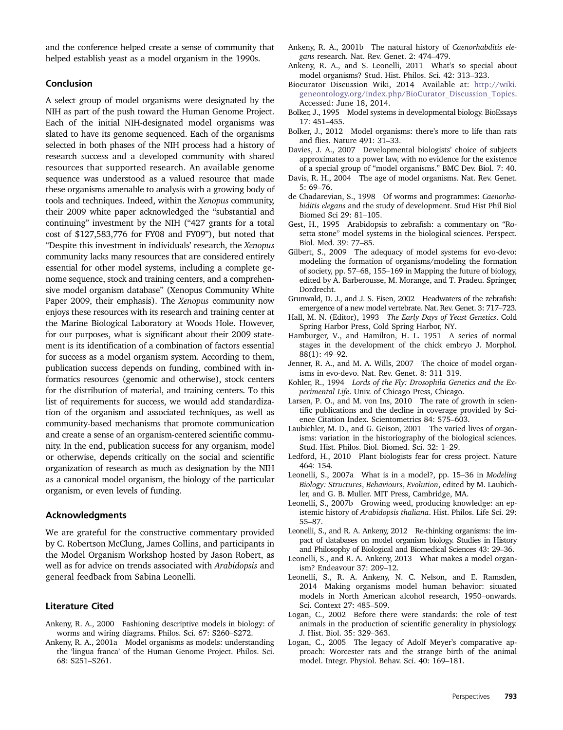and the conference helped create a sense of community that helped establish yeast as a model organism in the 1990s.

## Conclusion

A select group of model organisms were designated by the NIH as part of the push toward the Human Genome Project. Each of the initial NIH-designated model organisms was slated to have its genome sequenced. Each of the organisms selected in both phases of the NIH process had a history of research success and a developed community with shared resources that supported research. An available genome sequence was understood as a valued resource that made these organisms amenable to analysis with a growing body of tools and techniques. Indeed, within the *Xenopus* community, their 2009 white paper acknowledged the "substantial and continuing" investment by the NIH ("427 grants for a total cost of $127,583,776 for FY08 and FY09"), but noted that "Despite this investment in individuals' research, the *Xenopus* community lacks many resources that are considered entirely essential for other model systems, including a complete genome sequence, stock and training centers, and a comprehensive model organism database" (Xenopus Community White Paper 2009, their emphasis). The *Xenopus* community now enjoys these resources with its research and training center at the Marine Biological Laboratory at Woods Hole. However, for our purposes, what is significant about their 2009 statement is its identification of a combination of factors essential for success as a model organism system. According to them, publication success depends on funding, combined with informatics resources (genomic and otherwise), stock centers for the distribution of material, and training centers. To this list of requirements for success, we would add standardization of the organism and associated techniques, as well as community-based mechanisms that promote communication and create a sense of an organism-centered scientific community. In the end, publication success for any organism, model or otherwise, depends critically on the social and scientific organization of research as much as designation by the NIH as a canonical model organism, the biology of the particular organism, or even levels of funding.

## Acknowledgments

We are grateful for the constructive commentary provided by C. Robertson McClung, James Collins, and participants in the Model Organism Workshop hosted by Jason Robert, as well as for advice on trends associated with *Arabidopsis* and general feedback from Sabina Leonelli.

## Literature Cited

Ankeny, R. A., 2000 Fashioning descriptive models in biology: of worms and wiring diagrams. Philos. Sci. 67: S260–S272.

Ankeny, R. A., 2001a Model organisms as models: understanding the 'lingua franca' of the Human Genome Project. Philos. Sci. 68: S251–S261.

Ankeny, R. A., 2001b The natural history of *Caenorhabditis elegans* research. Nat. Rev. Genet. 2: 474–479.

Ankeny, R. A., and S. Leonelli, 2011 What's so special about model organisms? Stud. Hist. Philos. Sci. 42: 313–323.

Biocurator Discussion Wiki, 2014 Available at: http://wiki.geneontology.org/index.php/BioCurator_Discussion_Topics. Accessed: June 18, 2014.

Bolker, J., 1995 Model systems in developmental biology. BioEssays 17: 451–455.

Bolker, J., 2012 Model organisms: there's more to life than rats and flies. Nature 491: 31–33.

Davies, J. A., 2007 Developmental biologists' choice of subjects approximates to a power law, with no evidence for the existence of a special group of "model organisms." BMC Dev. Biol. 7: 40.

Davis, R. H., 2004 The age of model organisms. Nat. Rev. Genet. 5: 69–76.

de Chadarevian, S., 1998 Of worms and programmes: *Caenorhabiditis elegans* and the study of development. Stud Hist Phil Biol Biomed Sci 29: 81–105.

Gest, H., 1995 Arabidopsis to zebrafish: a commentary on "Rosetta stone" model systems in the biological sciences. Perspect. Biol. Med. 39: 77–85.

Gilbert, S., 2009 The adequacy of model systems for evo-devo: modeling the formation of organisms/modeling the formation of society, pp. 57–68, 155–169 in Mapping the future of biology, edited by A. Barberousse, M. Morange, and T. Pradeu. Springer, Dordrecht.

Grunwald, D. J., and J. S. Eisen, 2002 Headwaters of the zebrafish: emergence of a new model vertebrate. Nat. Rev. Genet. 3: 717–723.

Hall, M. N. (Editor), 1993 *The Early Days of Yeast Genetics*. Cold Spring Harbor Press, Cold Spring Harbor, NY.

Hamburger, V., and Hamilton, H. L. 1951 A series of normal stages in the development of the chick embryo J. Morphol. 88(1): 49–92.

Jenner, R. A., and M. A. Wills, 2007 The choice of model organisms in evo-devo. Nat. Rev. Genet. 8: 311–319.

Kohler, R., 1994 *Lords of the Fly: Drosophila Genetics and the Experimental Life*. Univ. of Chicago Press, Chicago.

Larsen, P. O., and M. von Ins, 2010 The rate of growth in scientific publications and the decline in coverage provided by Science Citation Index. Scientometrics 84: 575–603.

Laubichler, M. D., and G. Geison, 2001 The varied lives of organisms: variation in the historiography of the biological sciences. Stud. Hist. Philos. Biol. Biomed. Sci. 32: 1–29.

Ledford, H., 2010 Plant biologists fear for cress project. Nature 464: 154.

Leonelli, S., 2007a What is in a model?, pp. 15–36 in *Modeling Biology: Structures, Behaviours, Evolution*, edited by M. Laubichler, and G. B. Muller. MIT Press, Cambridge, MA.

Leonelli, S., 2007b Growing weed, producing knowledge: an epistemic history of *Arabidopsis thaliana*. Hist. Philos. Life Sci. 29: 55–87.

Leonelli, S., and R. A. Ankeny, 2012 Re-thinking organisms: the impact of databases on model organism biology. Studies in History and Philosophy of Biological and Biomedical Sciences 43: 29–36.

Leonelli, S., and R. A. Ankeny, 2013 What makes a model organism? Endeavour 37: 209–12.

Leonelli, S., R. A. Ankeny, N. C. Nelson, and E. Ramsden, 2014 Making organisms model human behavior: situated models in North American alcohol research, 1950–onwards. Sci. Context 27: 485–509.

Logan, C., 2002 Before there were standards: the role of test animals in the production of scientific generality in physiology. J. Hist. Biol. 35: 329–363.

Logan, C., 2005 The legacy of Adolf Meyer's comparative approach: Worcester rats and the strange birth of the animal model. Integr. Physiol. Behav. Sci. 40: 169–181.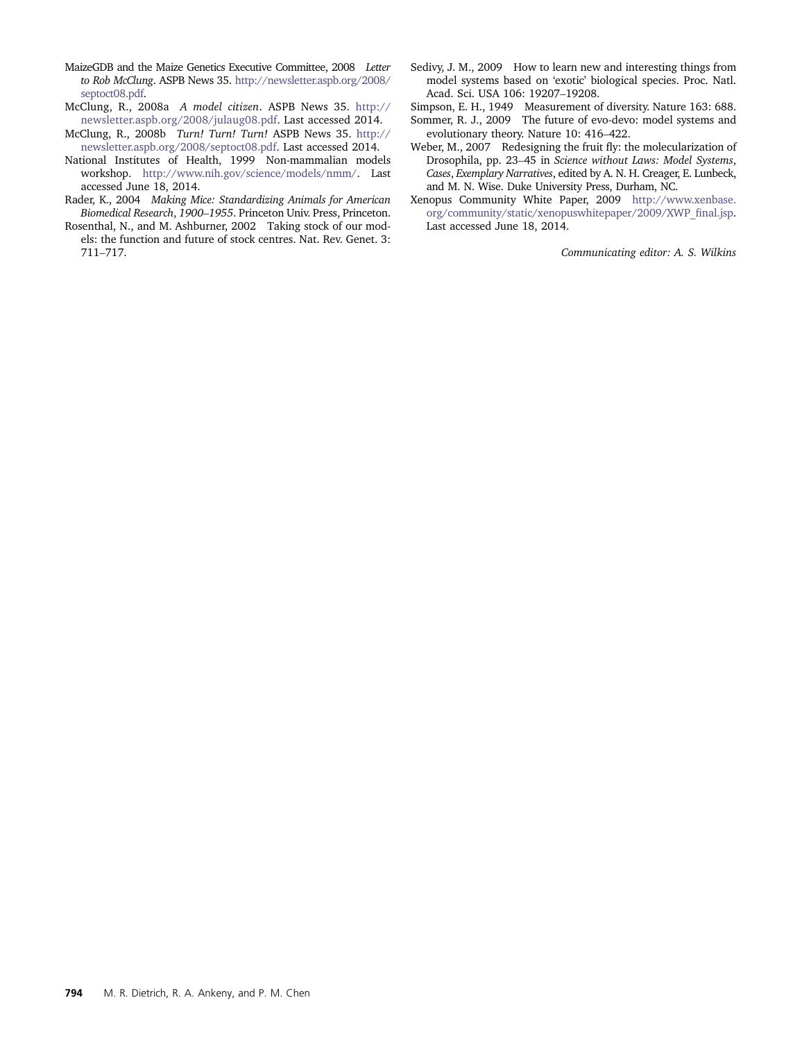MaizeGDB and the Maize Genetics Executive Committee, 2008 *Letter to Rob McClung*. ASPB News 35. http://newsletter.aspb.org/2008/septoct08.pdf.

McClung, R., 2008a *A model citizen*. ASPB News 35. http://newsletter.aspb.org/2008/julaug08.pdf. Last accessed 2014.

McClung, R., 2008b *Turn! Turn! Turn!* ASPB News 35. http://newsletter.aspb.org/2008/septoct08.pdf. Last accessed 2014.

National Institutes of Health, 1999 Non-mammalian models workshop. http://www.nih.gov/science/models/nmm/. Last accessed June 18, 2014.

Rader, K., 2004 *Making Mice: Standardizing Animals for American Biomedical Research, 1900–1955*. Princeton Univ. Press, Princeton.

Rosenthal, N., and M. Ashburner, 2002 Taking stock of our models: the function and future of stock centres. Nat. Rev. Genet. 3: 711–717.

Sedivy, J. M., 2009 How to learn new and interesting things from model systems based on 'exotic' biological species. Proc. Natl. Acad. Sci. USA 106: 19207–19208.

Simpson, E. H., 1949 Measurement of diversity. Nature 163: 688.

Sommer, R. J., 2009 The future of evo-devo: model systems and evolutionary theory. Nature 10: 416–422.

Weber, M., 2007 Redesigning the fruit fly: the molecularization of Drosophila, pp. 23–45 in *Science without Laws: Model Systems, Cases, Exemplary Narratives*, edited by A. N. H. Creager, E. Lunbeck, and M. N. Wise. Duke University Press, Durham, NC.

Xenopus Community White Paper, 2009 http://www.xenbase.org/community/static/xenopuswhitepaper/2009/XWP_final.jsp. Last accessed June 18, 2014.

*Communicating editor: A. S. Wilkins*